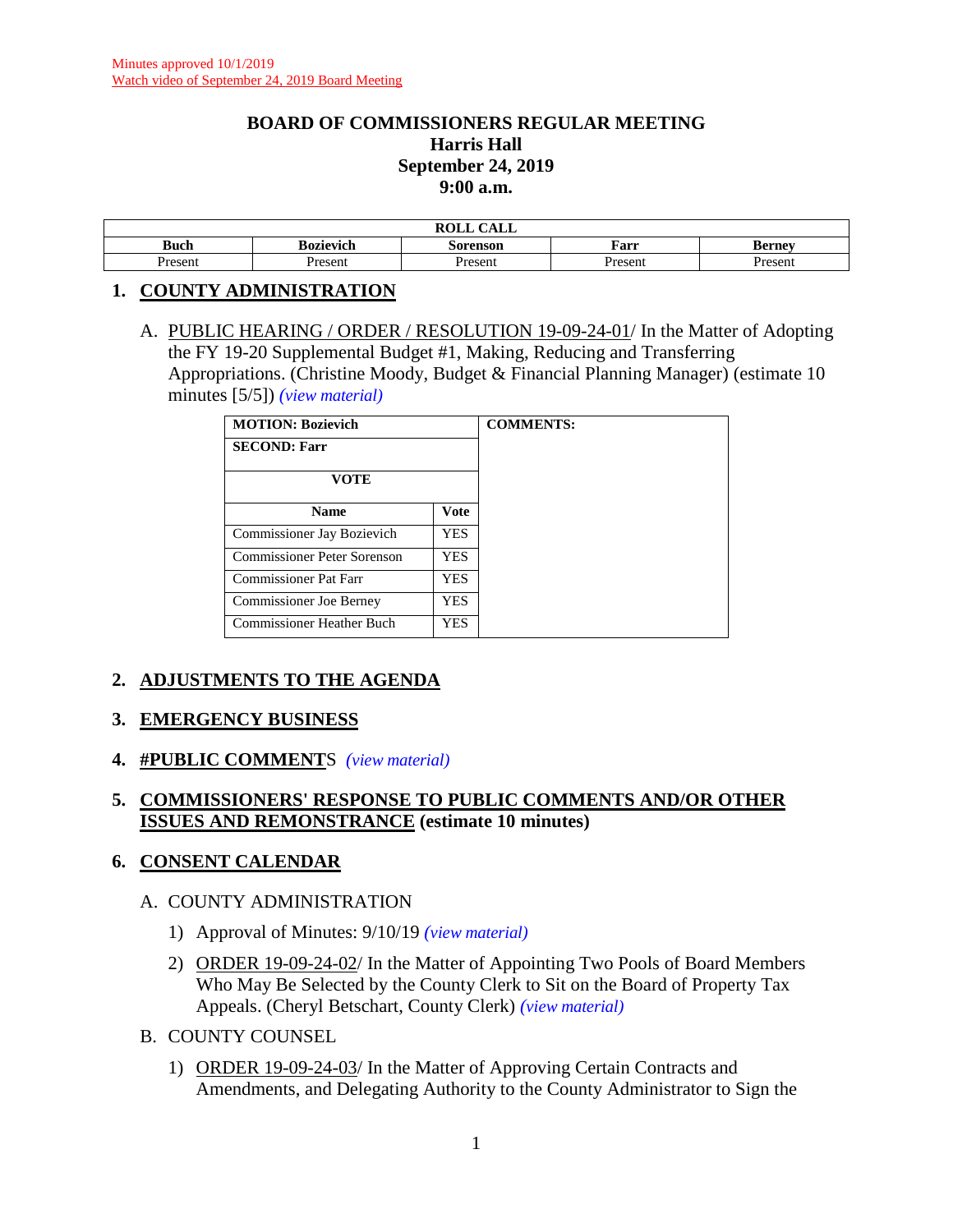Minutes approved 10/1/2019
Watch video of September 24, 2019 Board Meeting

**BOARD OF COMMISSIONERS REGULAR MEETING**
**Harris Hall**
**September 24, 2019**
**9:00 a.m.**

| ROLL CALL | | | | |
|---|---|---|---|---|
| **Buch** | **Bozievich** | **Sorenson** | **Farr** | **Berney** |
| Present | Present | Present | Present | Present |

## 1. COUNTY ADMINISTRATION

A. PUBLIC HEARING / ORDER / RESOLUTION 19-09-24-01/ In the Matter of Adopting the FY 19-20 Supplemental Budget #1, Making, Reducing and Transferring Appropriations. (Christine Moody, Budget & Financial Planning Manager) (estimate 10 minutes [5/5]) *(view material)*

| MOTION: Bozievich | | COMMENTS: |
|---|---|---|
| SECOND: Farr | | |
| VOTE | | |
| **Name** | **Vote** | |
| Commissioner Jay Bozievich | YES | |
| Commissioner Peter Sorenson | YES | |
| Commissioner Pat Farr | YES | |
| Commissioner Joe Berney | YES | |
| Commissioner Heather Buch | YES | |

## 2. ADJUSTMENTS TO THE AGENDA

## 3. EMERGENCY BUSINESS

## 4. #PUBLIC COMMENTS *(view material)*

## 5. COMMISSIONERS' RESPONSE TO PUBLIC COMMENTS AND/OR OTHER ISSUES AND REMONSTRANCE (estimate 10 minutes)

## 6. CONSENT CALENDAR

A. COUNTY ADMINISTRATION

1) Approval of Minutes: 9/10/19 *(view material)*

2) ORDER 19-09-24-02/ In the Matter of Appointing Two Pools of Board Members Who May Be Selected by the County Clerk to Sit on the Board of Property Tax Appeals. (Cheryl Betschart, County Clerk) *(view material)*

B. COUNTY COUNSEL

1) ORDER 19-09-24-03/ In the Matter of Approving Certain Contracts and Amendments, and Delegating Authority to the County Administrator to Sign the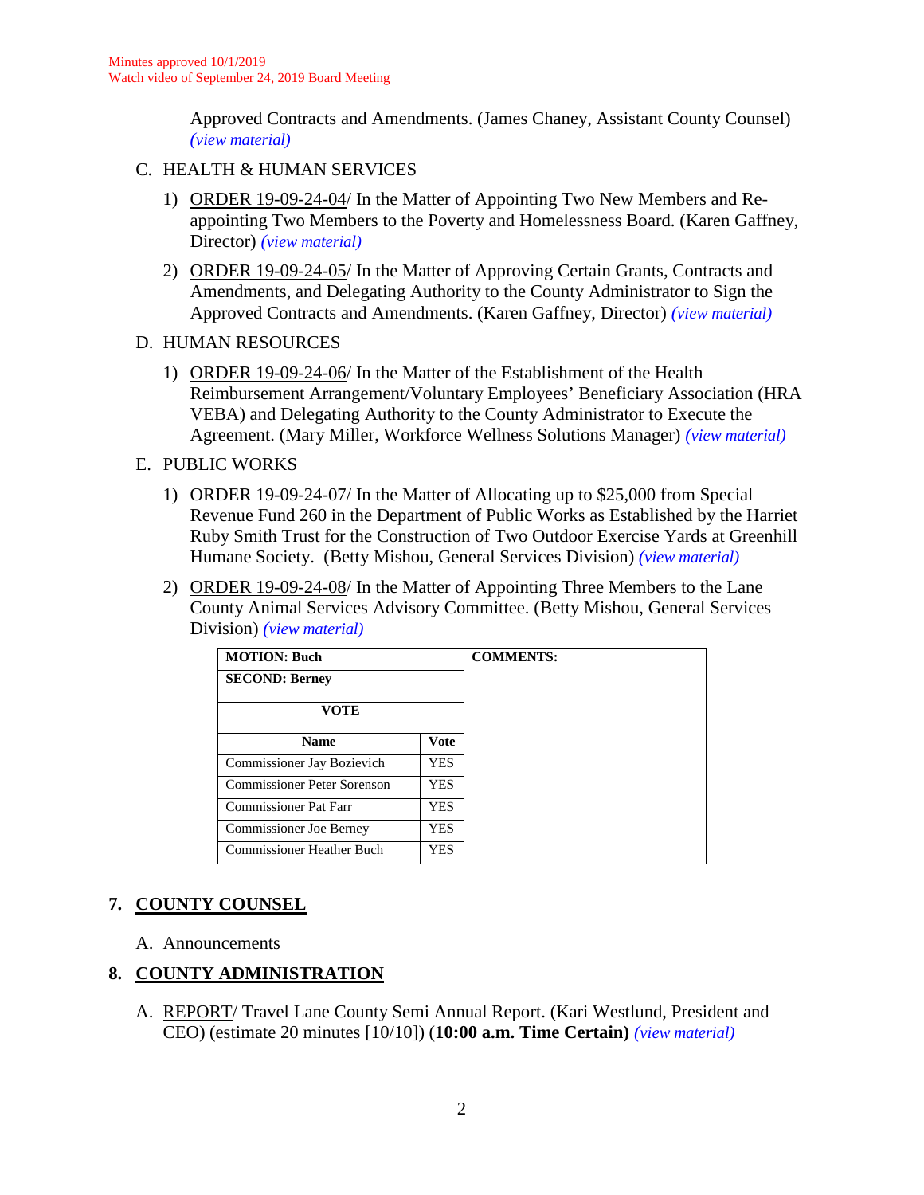Minutes approved 10/1/2019
Watch video of September 24, 2019 Board Meeting

Approved Contracts and Amendments. (James Chaney, Assistant County Counsel) *(view material)*

C. HEALTH & HUMAN SERVICES

1) ORDER 19-09-24-04/ In the Matter of Appointing Two New Members and Re-appointing Two Members to the Poverty and Homelessness Board. (Karen Gaffney, Director) *(view material)*

2) ORDER 19-09-24-05/ In the Matter of Approving Certain Grants, Contracts and Amendments, and Delegating Authority to the County Administrator to Sign the Approved Contracts and Amendments. (Karen Gaffney, Director) *(view material)*

D. HUMAN RESOURCES

1) ORDER 19-09-24-06/ In the Matter of the Establishment of the Health Reimbursement Arrangement/Voluntary Employees' Beneficiary Association (HRA VEBA) and Delegating Authority to the County Administrator to Execute the Agreement. (Mary Miller, Workforce Wellness Solutions Manager) *(view material)*

E. PUBLIC WORKS

1) ORDER 19-09-24-07/ In the Matter of Allocating up to $25,000 from Special Revenue Fund 260 in the Department of Public Works as Established by the Harriet Ruby Smith Trust for the Construction of Two Outdoor Exercise Yards at Greenhill Humane Society. (Betty Mishou, General Services Division) *(view material)*

2) ORDER 19-09-24-08/ In the Matter of Appointing Three Members to the Lane County Animal Services Advisory Committee. (Betty Mishou, General Services Division) *(view material)*

| **MOTION: Buch** | | **COMMENTS:** |
|---|---|---|
| **SECOND: Berney** | | |
| **VOTE** | | |
| **Name** | **Vote** | |
| Commissioner Jay Bozievich | YES | |
| Commissioner Peter Sorenson | YES | |
| Commissioner Pat Farr | YES | |
| Commissioner Joe Berney | YES | |
| Commissioner Heather Buch | YES | |

## 7. COUNTY COUNSEL

A. Announcements

## 8. COUNTY ADMINISTRATION

A. REPORT/ Travel Lane County Semi Annual Report. (Kari Westlund, President and CEO) (estimate 20 minutes [10/10]) (**10:00 a.m. Time Certain**) *(view material)*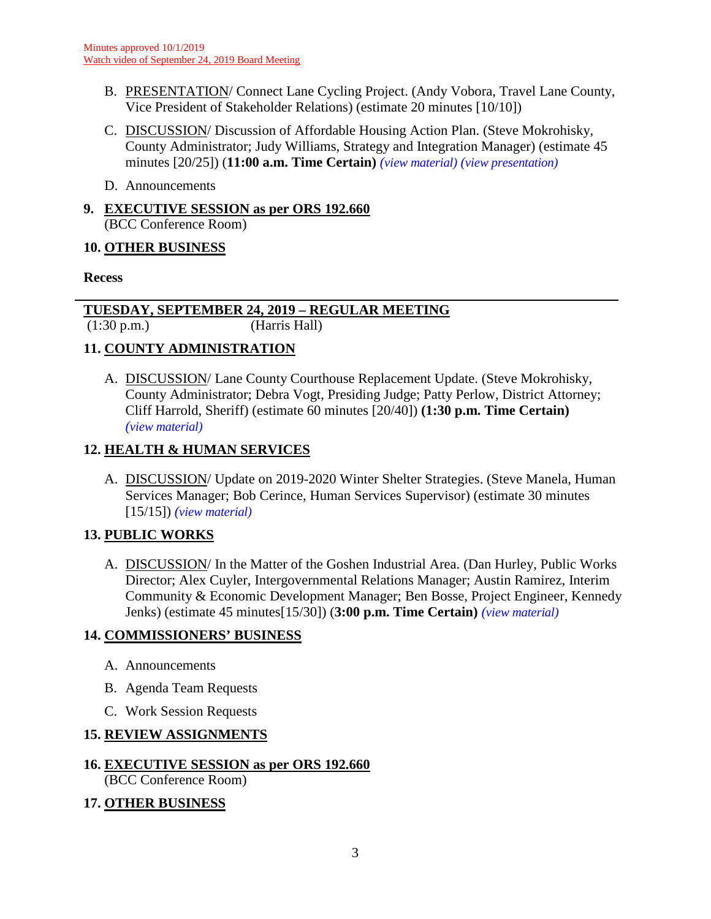Minutes approved 10/1/2019
Watch video of September 24, 2019 Board Meeting

B. PRESENTATION/ Connect Lane Cycling Project. (Andy Vobora, Travel Lane County, Vice President of Stakeholder Relations) (estimate 20 minutes [10/10])

C. DISCUSSION/ Discussion of Affordable Housing Action Plan. (Steve Mokrohisky, County Administrator; Judy Williams, Strategy and Integration Manager) (estimate 45 minutes [20/25]) (**11:00 a.m. Time Certain**) *(view material) (view presentation)*

D. Announcements

**9. EXECUTIVE SESSION as per ORS 192.660**
(BCC Conference Room)

**10. OTHER BUSINESS**

**Recess**

---

**TUESDAY, SEPTEMBER 24, 2019 – REGULAR MEETING**
(1:30 p.m.) (Harris Hall)

**11. COUNTY ADMINISTRATION**

A. DISCUSSION/ Lane County Courthouse Replacement Update. (Steve Mokrohisky, County Administrator; Debra Vogt, Presiding Judge; Patty Perlow, District Attorney; Cliff Harrold, Sheriff) (estimate 60 minutes [20/40]) **(1:30 p.m. Time Certain)** *(view material)*

**12. HEALTH & HUMAN SERVICES**

A. DISCUSSION/ Update on 2019-2020 Winter Shelter Strategies. (Steve Manela, Human Services Manager; Bob Cerince, Human Services Supervisor) (estimate 30 minutes [15/15]) *(view material)*

**13. PUBLIC WORKS**

A. DISCUSSION/ In the Matter of the Goshen Industrial Area. (Dan Hurley, Public Works Director; Alex Cuyler, Intergovernmental Relations Manager; Austin Ramirez, Interim Community & Economic Development Manager; Ben Bosse, Project Engineer, Kennedy Jenks) (estimate 45 minutes[15/30]) (**3:00 p.m. Time Certain**) *(view material)*

**14. COMMISSIONERS' BUSINESS**

A. Announcements

B. Agenda Team Requests

C. Work Session Requests

**15. REVIEW ASSIGNMENTS**

**16. EXECUTIVE SESSION as per ORS 192.660**
(BCC Conference Room)

**17. OTHER BUSINESS**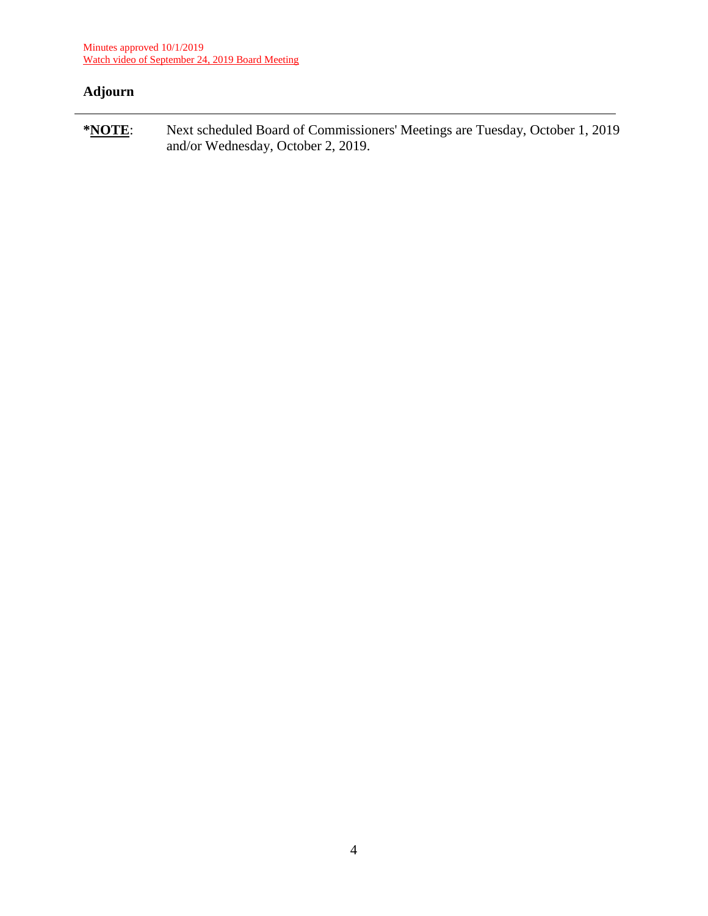Minutes approved 10/1/2019
[Watch video of September 24, 2019 Board Meeting]

## Adjourn

---

***NOTE**: Next scheduled Board of Commissioners' Meetings are Tuesday, October 1, 2019 and/or Wednesday, October 2, 2019.